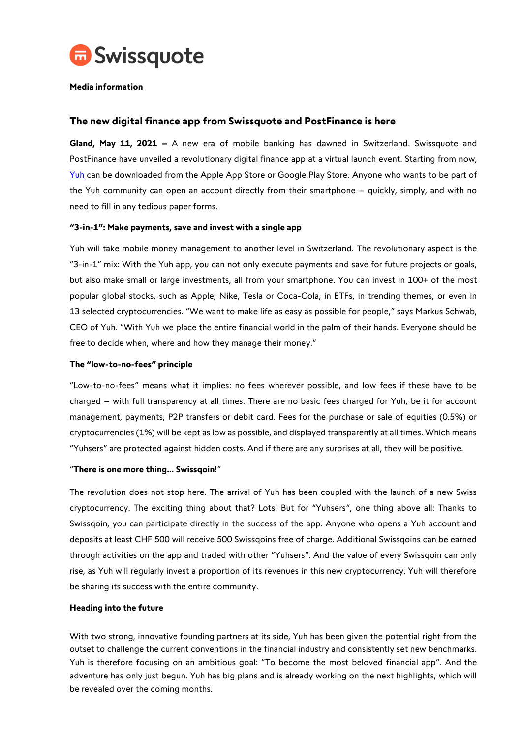Swissquote

**Media information**

## The new digital finance app from Swissquote and PostFinance is here

**Gland, May 11, 2021 –** A new era of mobile banking has dawned in Switzerland. Swissquote and PostFinance have unveiled a revolutionary digital finance app at a virtual launch event. Starting from now, Yuh can be downloaded from the Apple App Store or Google Play Store. Anyone who wants to be part of the Yuh community can open an account directly from their smartphone – quickly, simply, and with no need to fill in any tedious paper forms.

**"3-in-1": Make payments, save and invest with a single app**

Yuh will take mobile money management to another level in Switzerland. The revolutionary aspect is the "3-in-1" mix: With the Yuh app, you can not only execute payments and save for future projects or goals, but also make small or large investments, all from your smartphone. You can invest in 100+ of the most popular global stocks, such as Apple, Nike, Tesla or Coca-Cola, in ETFs, in trending themes, or even in 13 selected cryptocurrencies. "We want to make life as easy as possible for people," says Markus Schwab, CEO of Yuh. "With Yuh we place the entire financial world in the palm of their hands. Everyone should be free to decide when, where and how they manage their money."

**The "low-to-no-fees" principle**

"Low-to-no-fees" means what it implies: no fees wherever possible, and low fees if these have to be charged – with full transparency at all times. There are no basic fees charged for Yuh, be it for account management, payments, P2P transfers or debit card. Fees for the purchase or sale of equities (0.5%) or cryptocurrencies (1%) will be kept as low as possible, and displayed transparently at all times. Which means "Yuhsers" are protected against hidden costs. And if there are any surprises at all, they will be positive.

"**There is one more thing... Swissqoin!**"

The revolution does not stop here. The arrival of Yuh has been coupled with the launch of a new Swiss cryptocurrency. The exciting thing about that? Lots! But for "Yuhsers", one thing above all: Thanks to Swissqoin, you can participate directly in the success of the app. Anyone who opens a Yuh account and deposits at least CHF 500 will receive 500 Swissqoins free of charge. Additional Swissqoins can be earned through activities on the app and traded with other "Yuhsers". And the value of every Swissqoin can only rise, as Yuh will regularly invest a proportion of its revenues in this new cryptocurrency. Yuh will therefore be sharing its success with the entire community.

**Heading into the future**

With two strong, innovative founding partners at its side, Yuh has been given the potential right from the outset to challenge the current conventions in the financial industry and consistently set new benchmarks. Yuh is therefore focusing on an ambitious goal: "To become the most beloved financial app". And the adventure has only just begun. Yuh has big plans and is already working on the next highlights, which will be revealed over the coming months.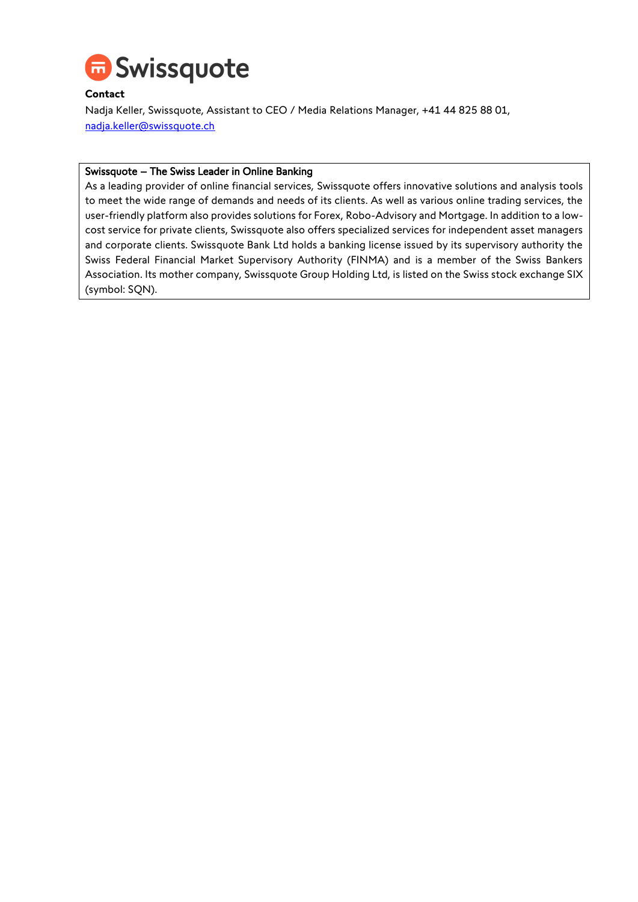Swissquote

**Contact**

Nadja Keller, Swissquote, Assistant to CEO / Media Relations Manager, +41 44 825 88 01, nadja.keller@swissquote.ch

**Swissquote – The Swiss Leader in Online Banking**

As a leading provider of online financial services, Swissquote offers innovative solutions and analysis tools to meet the wide range of demands and needs of its clients. As well as various online trading services, the user-friendly platform also provides solutions for Forex, Robo-Advisory and Mortgage. In addition to a low-cost service for private clients, Swissquote also offers specialized services for independent asset managers and corporate clients. Swissquote Bank Ltd holds a banking license issued by its supervisory authority the Swiss Federal Financial Market Supervisory Authority (FINMA) and is a member of the Swiss Bankers Association. Its mother company, Swissquote Group Holding Ltd, is listed on the Swiss stock exchange SIX (symbol: SQN).